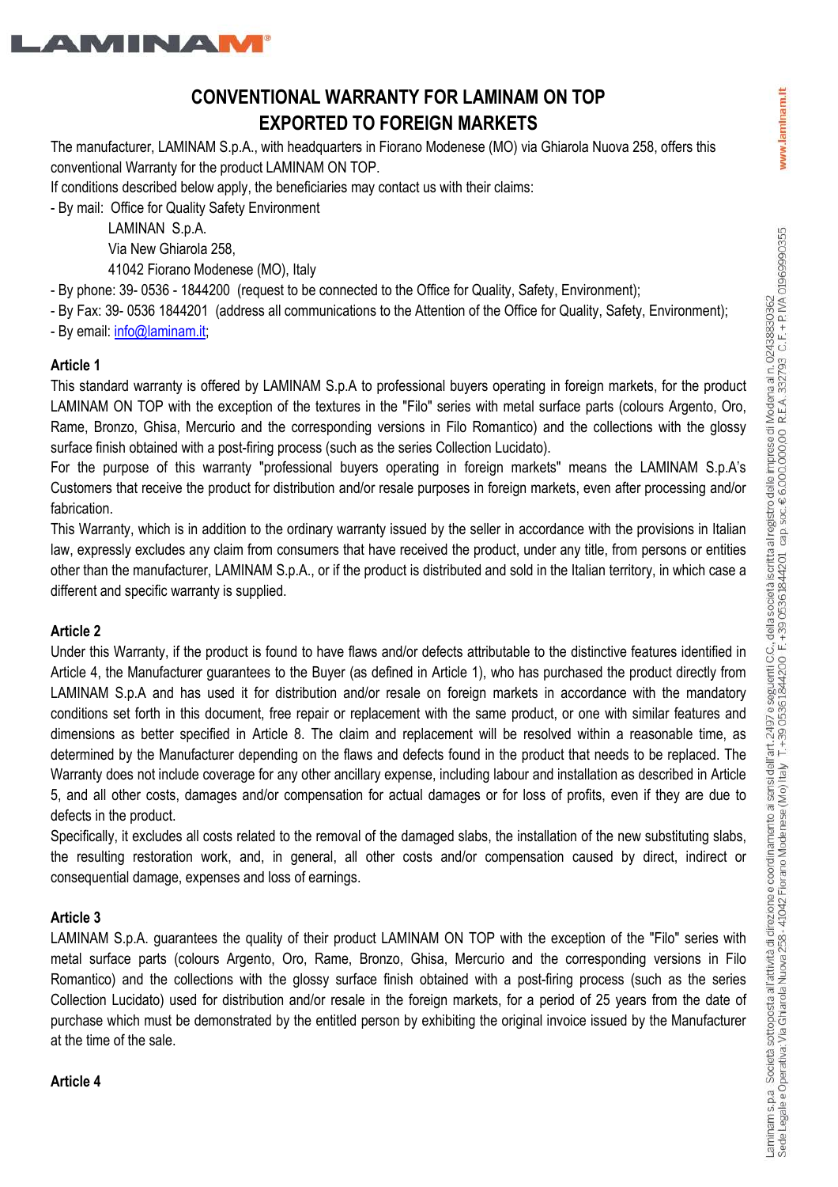# CONVENTIONAL WARRANTY FOR LAMINAM ON TOP EXPORTED TO FOREIGN MARKETS

The manufacturer, LAMINAM S.p.A., with headquarters in Fiorano Modenese (MO) via Ghiarola Nuova 258, offers this conventional Warranty for the product LAMINAM ON TOP.

If conditions described below apply, the beneficiaries may contact us with their claims:

- By mail: Office for Quality Safety Environment
  LAMINAN S.p.A.
  Via New Ghiarola 258,
  41042 Fiorano Modenese (MO), Italy
- By phone: 39- 0536 - 1844200 (request to be connected to the Office for Quality, Safety, Environment);
- By Fax: 39- 0536 1844201 (address all communications to the Attention of the Office for Quality, Safety, Environment);
- By email: info@laminam.it;

### Article 1

This standard warranty is offered by LAMINAM S.p.A to professional buyers operating in foreign markets, for the product LAMINAM ON TOP with the exception of the textures in the "Filo" series with metal surface parts (colours Argento, Oro, Rame, Bronzo, Ghisa, Mercurio and the corresponding versions in Filo Romantico) and the collections with the glossy surface finish obtained with a post-firing process (such as the series Collection Lucidato).

For the purpose of this warranty "professional buyers operating in foreign markets" means the LAMINAM S.p.A's Customers that receive the product for distribution and/or resale purposes in foreign markets, even after processing and/or fabrication.

This Warranty, which is in addition to the ordinary warranty issued by the seller in accordance with the provisions in Italian law, expressly excludes any claim from consumers that have received the product, under any title, from persons or entities other than the manufacturer, LAMINAM S.p.A., or if the product is distributed and sold in the Italian territory, in which case a different and specific warranty is supplied.

### Article 2

Under this Warranty, if the product is found to have flaws and/or defects attributable to the distinctive features identified in Article 4, the Manufacturer guarantees to the Buyer (as defined in Article 1), who has purchased the product directly from LAMINAM S.p.A and has used it for distribution and/or resale on foreign markets in accordance with the mandatory conditions set forth in this document, free repair or replacement with the same product, or one with similar features and dimensions as better specified in Article 8. The claim and replacement will be resolved within a reasonable time, as determined by the Manufacturer depending on the flaws and defects found in the product that needs to be replaced. The Warranty does not include coverage for any other ancillary expense, including labour and installation as described in Article 5, and all other costs, damages and/or compensation for actual damages or for loss of profits, even if they are due to defects in the product.

Specifically, it excludes all costs related to the removal of the damaged slabs, the installation of the new substituting slabs, the resulting restoration work, and, in general, all other costs and/or compensation caused by direct, indirect or consequential damage, expenses and loss of earnings.

### Article 3

LAMINAM S.p.A. guarantees the quality of their product LAMINAM ON TOP with the exception of the "Filo" series with metal surface parts (colours Argento, Oro, Rame, Bronzo, Ghisa, Mercurio and the corresponding versions in Filo Romantico) and the collections with the glossy surface finish obtained with a post-firing process (such as the series Collection Lucidato) used for distribution and/or resale in the foreign markets, for a period of 25 years from the date of purchase which must be demonstrated by the entitled person by exhibiting the original invoice issued by the Manufacturer at the time of the sale.

### Article 4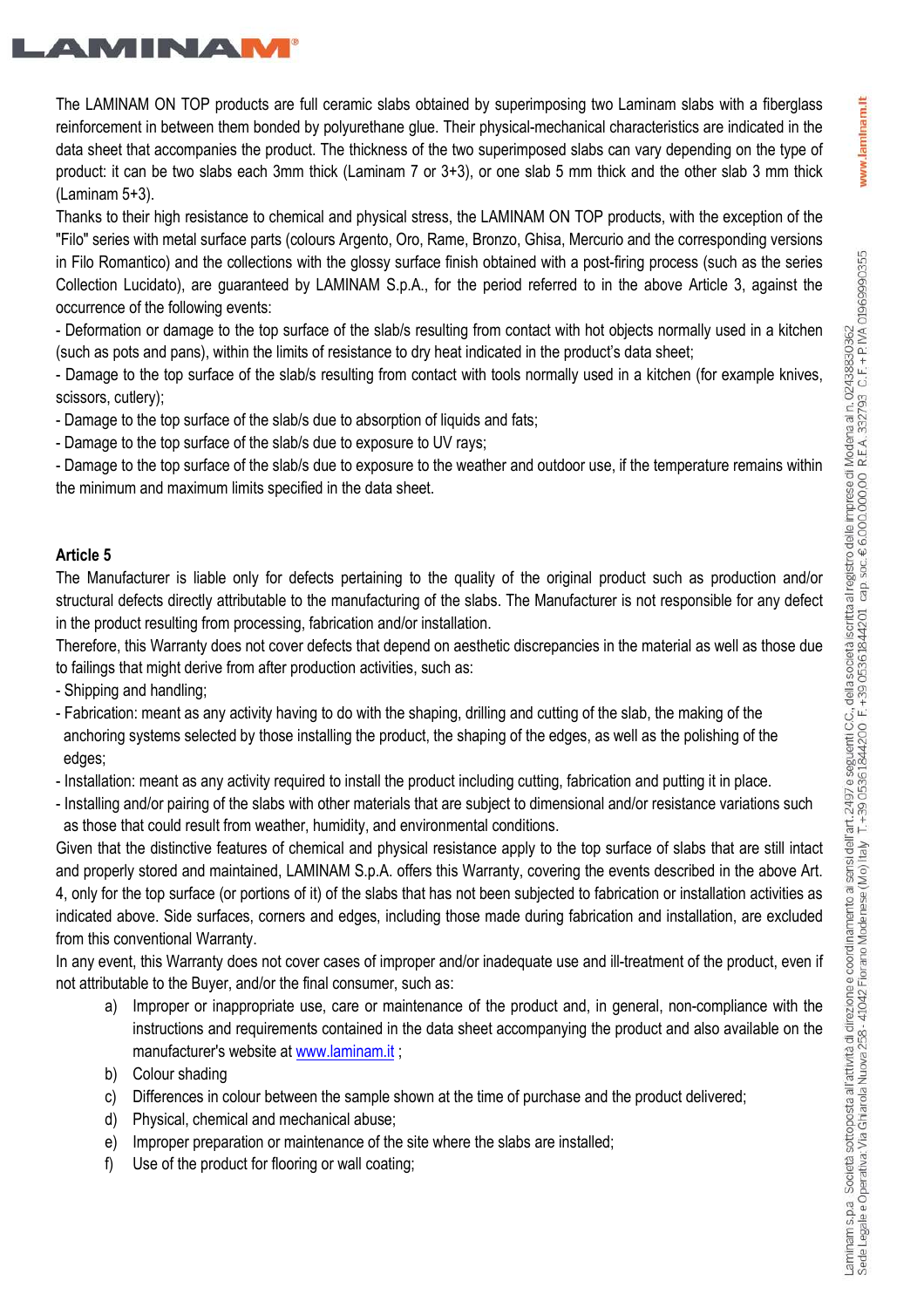The LAMINAM ON TOP products are full ceramic slabs obtained by superimposing two Laminam slabs with a fiberglass reinforcement in between them bonded by polyurethane glue. Their physical-mechanical characteristics are indicated in the data sheet that accompanies the product. The thickness of the two superimposed slabs can vary depending on the type of product: it can be two slabs each 3mm thick (Laminam 7 or 3+3), or one slab 5 mm thick and the other slab 3 mm thick (Laminam 5+3).

Thanks to their high resistance to chemical and physical stress, the LAMINAM ON TOP products, with the exception of the "Filo" series with metal surface parts (colours Argento, Oro, Rame, Bronzo, Ghisa, Mercurio and the corresponding versions in Filo Romantico) and the collections with the glossy surface finish obtained with a post-firing process (such as the series Collection Lucidato), are guaranteed by LAMINAM S.p.A., for the period referred to in the above Article 3, against the occurrence of the following events:

- Deformation or damage to the top surface of the slab/s resulting from contact with hot objects normally used in a kitchen (such as pots and pans), within the limits of resistance to dry heat indicated in the product's data sheet;
- Damage to the top surface of the slab/s resulting from contact with tools normally used in a kitchen (for example knives, scissors, cutlery);
- Damage to the top surface of the slab/s due to absorption of liquids and fats;
- Damage to the top surface of the slab/s due to exposure to UV rays;
- Damage to the top surface of the slab/s due to exposure to the weather and outdoor use, if the temperature remains within the minimum and maximum limits specified in the data sheet.

**Article 5**

The Manufacturer is liable only for defects pertaining to the quality of the original product such as production and/or structural defects directly attributable to the manufacturing of the slabs. The Manufacturer is not responsible for any defect in the product resulting from processing, fabrication and/or installation.

Therefore, this Warranty does not cover defects that depend on aesthetic discrepancies in the material as well as those due to failings that might derive from after production activities, such as:

- Shipping and handling;
- Fabrication: meant as any activity having to do with the shaping, drilling and cutting of the slab, the making of the anchoring systems selected by those installing the product, the shaping of the edges, as well as the polishing of the edges;
- Installation: meant as any activity required to install the product including cutting, fabrication and putting it in place.
- Installing and/or pairing of the slabs with other materials that are subject to dimensional and/or resistance variations such as those that could result from weather, humidity, and environmental conditions.

Given that the distinctive features of chemical and physical resistance apply to the top surface of slabs that are still intact and properly stored and maintained, LAMINAM S.p.A. offers this Warranty, covering the events described in the above Art. 4, only for the top surface (or portions of it) of the slabs that has not been subjected to fabrication or installation activities as indicated above. Side surfaces, corners and edges, including those made during fabrication and installation, are excluded from this conventional Warranty.

In any event, this Warranty does not cover cases of improper and/or inadequate use and ill-treatment of the product, even if not attributable to the Buyer, and/or the final consumer, such as:

a) Improper or inappropriate use, care or maintenance of the product and, in general, non-compliance with the instructions and requirements contained in the data sheet accompanying the product and also available on the manufacturer's website at www.laminam.it ;
b) Colour shading
c) Differences in colour between the sample shown at the time of purchase and the product delivered;
d) Physical, chemical and mechanical abuse;
e) Improper preparation or maintenance of the site where the slabs are installed;
f) Use of the product for flooring or wall coating;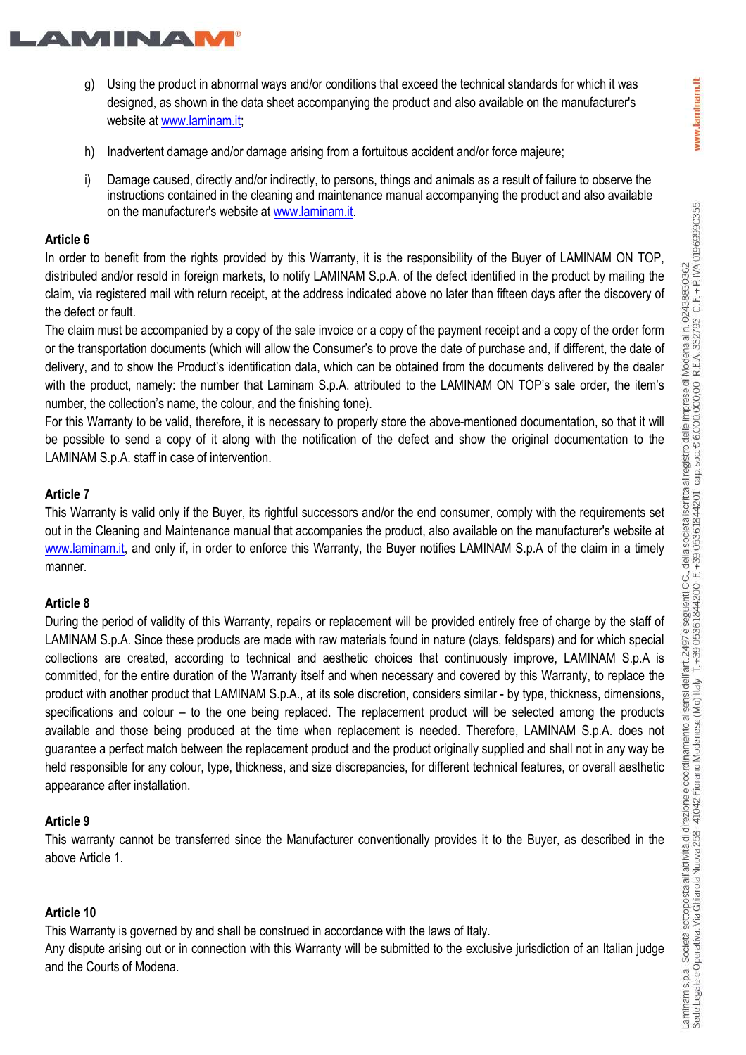g) Using the product in abnormal ways and/or conditions that exceed the technical standards for which it was designed, as shown in the data sheet accompanying the product and also available on the manufacturer's website at www.laminam.it;

h) Inadvertent damage and/or damage arising from a fortuitous accident and/or force majeure;

i) Damage caused, directly and/or indirectly, to persons, things and animals as a result of failure to observe the instructions contained in the cleaning and maintenance manual accompanying the product and also available on the manufacturer's website at www.laminam.it.

**Article 6**

In order to benefit from the rights provided by this Warranty, it is the responsibility of the Buyer of LAMINAM ON TOP, distributed and/or resold in foreign markets, to notify LAMINAM S.p.A. of the defect identified in the product by mailing the claim, via registered mail with return receipt, at the address indicated above no later than fifteen days after the discovery of the defect or fault.

The claim must be accompanied by a copy of the sale invoice or a copy of the payment receipt and a copy of the order form or the transportation documents (which will allow the Consumer's to prove the date of purchase and, if different, the date of delivery, and to show the Product's identification data, which can be obtained from the documents delivered by the dealer with the product, namely: the number that Laminam S.p.A. attributed to the LAMINAM ON TOP's sale order, the item's number, the collection's name, the colour, and the finishing tone).

For this Warranty to be valid, therefore, it is necessary to properly store the above-mentioned documentation, so that it will be possible to send a copy of it along with the notification of the defect and show the original documentation to the LAMINAM S.p.A. staff in case of intervention.

**Article 7**

This Warranty is valid only if the Buyer, its rightful successors and/or the end consumer, comply with the requirements set out in the Cleaning and Maintenance manual that accompanies the product, also available on the manufacturer's website at www.laminam.it, and only if, in order to enforce this Warranty, the Buyer notifies LAMINAM S.p.A of the claim in a timely manner.

**Article 8**

During the period of validity of this Warranty, repairs or replacement will be provided entirely free of charge by the staff of LAMINAM S.p.A. Since these products are made with raw materials found in nature (clays, feldspars) and for which special collections are created, according to technical and aesthetic choices that continuously improve, LAMINAM S.p.A is committed, for the entire duration of the Warranty itself and when necessary and covered by this Warranty, to replace the product with another product that LAMINAM S.p.A., at its sole discretion, considers similar - by type, thickness, dimensions, specifications and colour – to the one being replaced. The replacement product will be selected among the products available and those being produced at the time when replacement is needed. Therefore, LAMINAM S.p.A. does not guarantee a perfect match between the replacement product and the product originally supplied and shall not in any way be held responsible for any colour, type, thickness, and size discrepancies, for different technical features, or overall aesthetic appearance after installation.

**Article 9**

This warranty cannot be transferred since the Manufacturer conventionally provides it to the Buyer, as described in the above Article 1.

**Article 10**

This Warranty is governed by and shall be construed in accordance with the laws of Italy.

Any dispute arising out or in connection with this Warranty will be submitted to the exclusive jurisdiction of an Italian judge and the Courts of Modena.